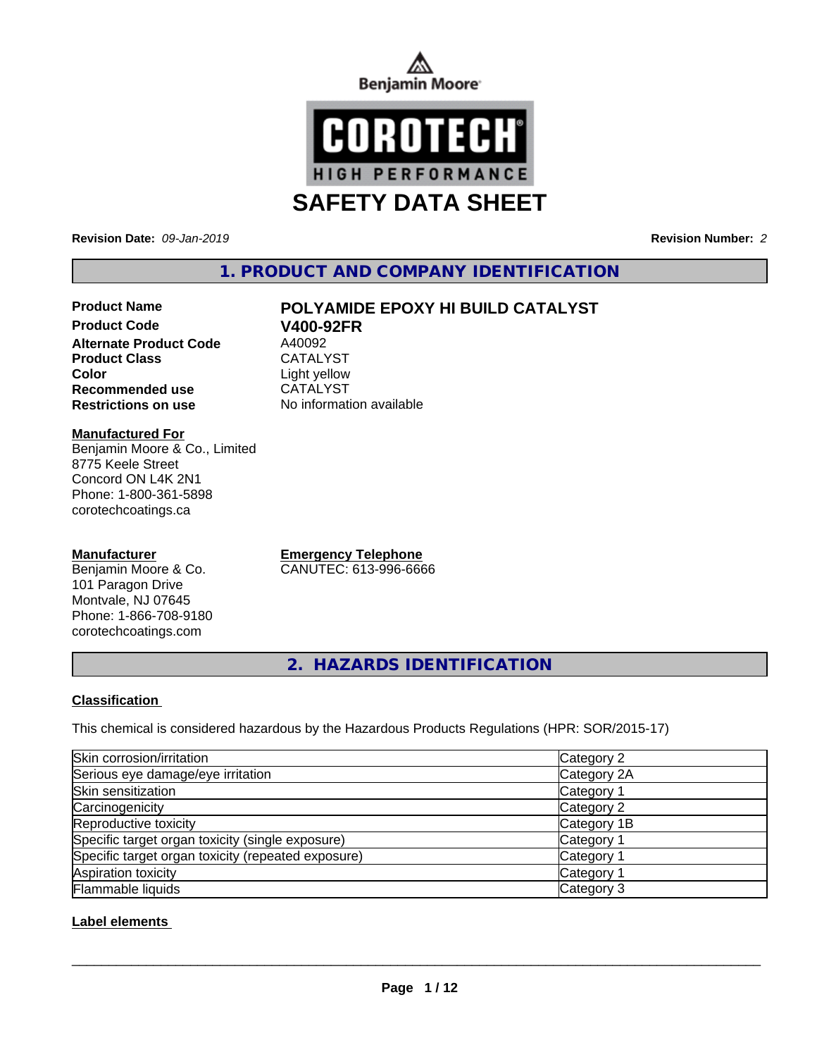Benjamin Moore

COROTECH® HIGH PERFORMANCE

# SAFETY DATA SHEET

**Revision Date:** *09-Jan-2019* **Revision Number:** *2*

## 1. PRODUCT AND COMPANY IDENTIFICATION

| | |
|---|---|
| **Product Name** | **POLYAMIDE EPOXY HI BUILD CATALYST** |
| **Product Code** | **V400-92FR** |
| **Alternate Product Code** | A40092 |
| **Product Class** | CATALYST |
| **Color** | Light yellow |
| **Recommended use** | CATALYST |
| **Restrictions on use** | No information available |

**Manufactured For**
Benjamin Moore & Co., Limited
8775 Keele Street
Concord ON L4K 2N1
Phone: 1-800-361-5898
corotechcoatings.ca

**Manufacturer**
Benjamin Moore & Co.
101 Paragon Drive
Montvale, NJ 07645
Phone: 1-866-708-9180
corotechcoatings.com

**Emergency Telephone**
CANUTEC: 613-996-6666

## 2. HAZARDS IDENTIFICATION

### Classification

This chemical is considered hazardous by the Hazardous Products Regulations (HPR: SOR/2015-17)

| | |
|---|---|
| Skin corrosion/irritation | Category 2 |
| Serious eye damage/eye irritation | Category 2A |
| Skin sensitization | Category 1 |
| Carcinogenicity | Category 2 |
| Reproductive toxicity | Category 1B |
| Specific target organ toxicity (single exposure) | Category 1 |
| Specific target organ toxicity (repeated exposure) | Category 1 |
| Aspiration toxicity | Category 1 |
| Flammable liquids | Category 3 |

### Label elements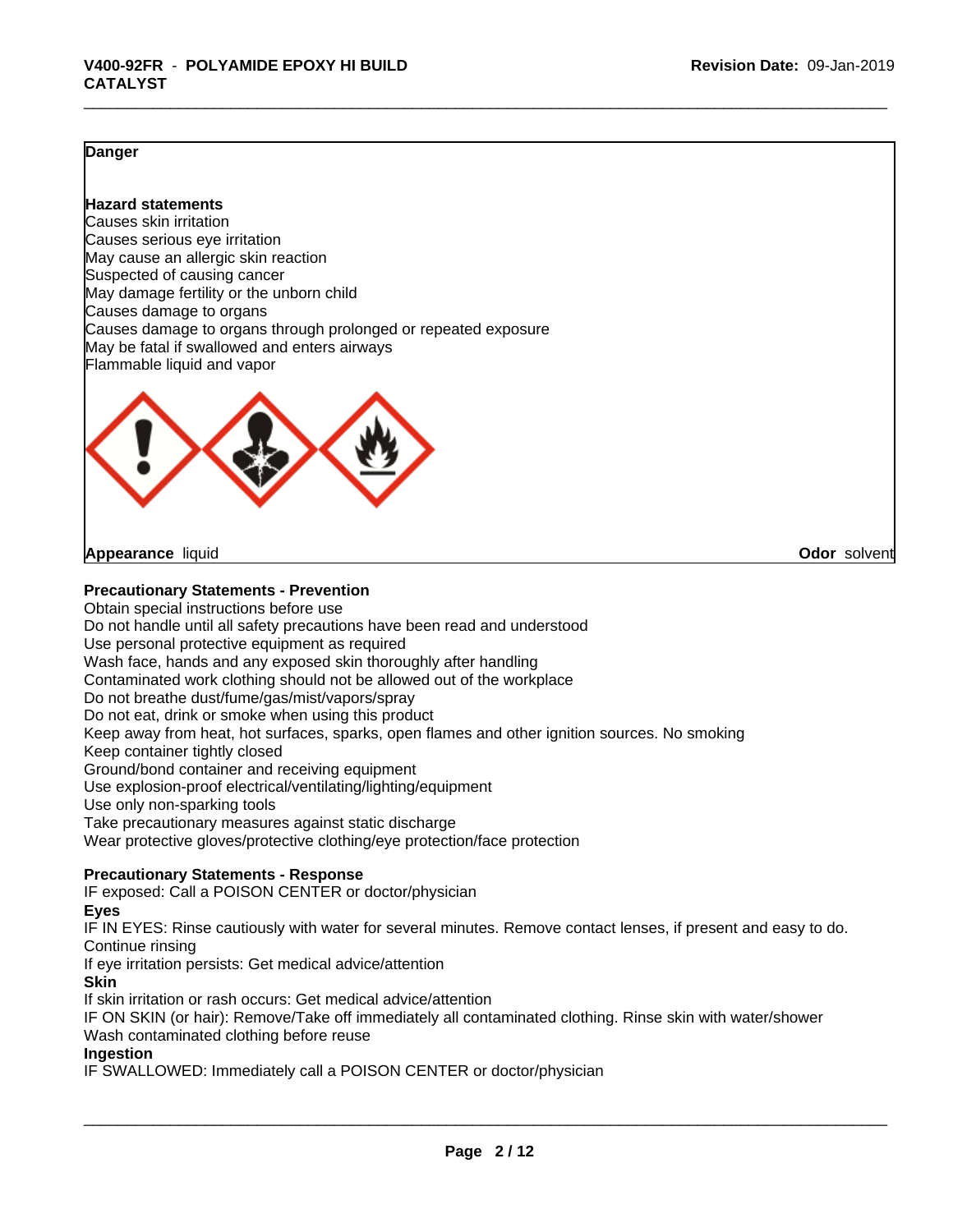**Danger**

**Hazard statements**
Causes skin irritation
Causes serious eye irritation
May cause an allergic skin reaction
Suspected of causing cancer
May damage fertility or the unborn child
Causes damage to organs
Causes damage to organs through prolonged or repeated exposure
May be fatal if swallowed and enters airways
Flammable liquid and vapor

**Appearance** liquid **Odor** solvent

**Precautionary Statements - Prevention**
Obtain special instructions before use
Do not handle until all safety precautions have been read and understood
Use personal protective equipment as required
Wash face, hands and any exposed skin thoroughly after handling
Contaminated work clothing should not be allowed out of the workplace
Do not breathe dust/fume/gas/mist/vapors/spray
Do not eat, drink or smoke when using this product
Keep away from heat, hot surfaces, sparks, open flames and other ignition sources. No smoking
Keep container tightly closed
Ground/bond container and receiving equipment
Use explosion-proof electrical/ventilating/lighting/equipment
Use only non-sparking tools
Take precautionary measures against static discharge
Wear protective gloves/protective clothing/eye protection/face protection

**Precautionary Statements - Response**
IF exposed: Call a POISON CENTER or doctor/physician
**Eyes**
IF IN EYES: Rinse cautiously with water for several minutes. Remove contact lenses, if present and easy to do. Continue rinsing
If eye irritation persists: Get medical advice/attention
**Skin**
If skin irritation or rash occurs: Get medical advice/attention
IF ON SKIN (or hair): Remove/Take off immediately all contaminated clothing. Rinse skin with water/shower
Wash contaminated clothing before reuse
**Ingestion**
IF SWALLOWED: Immediately call a POISON CENTER or doctor/physician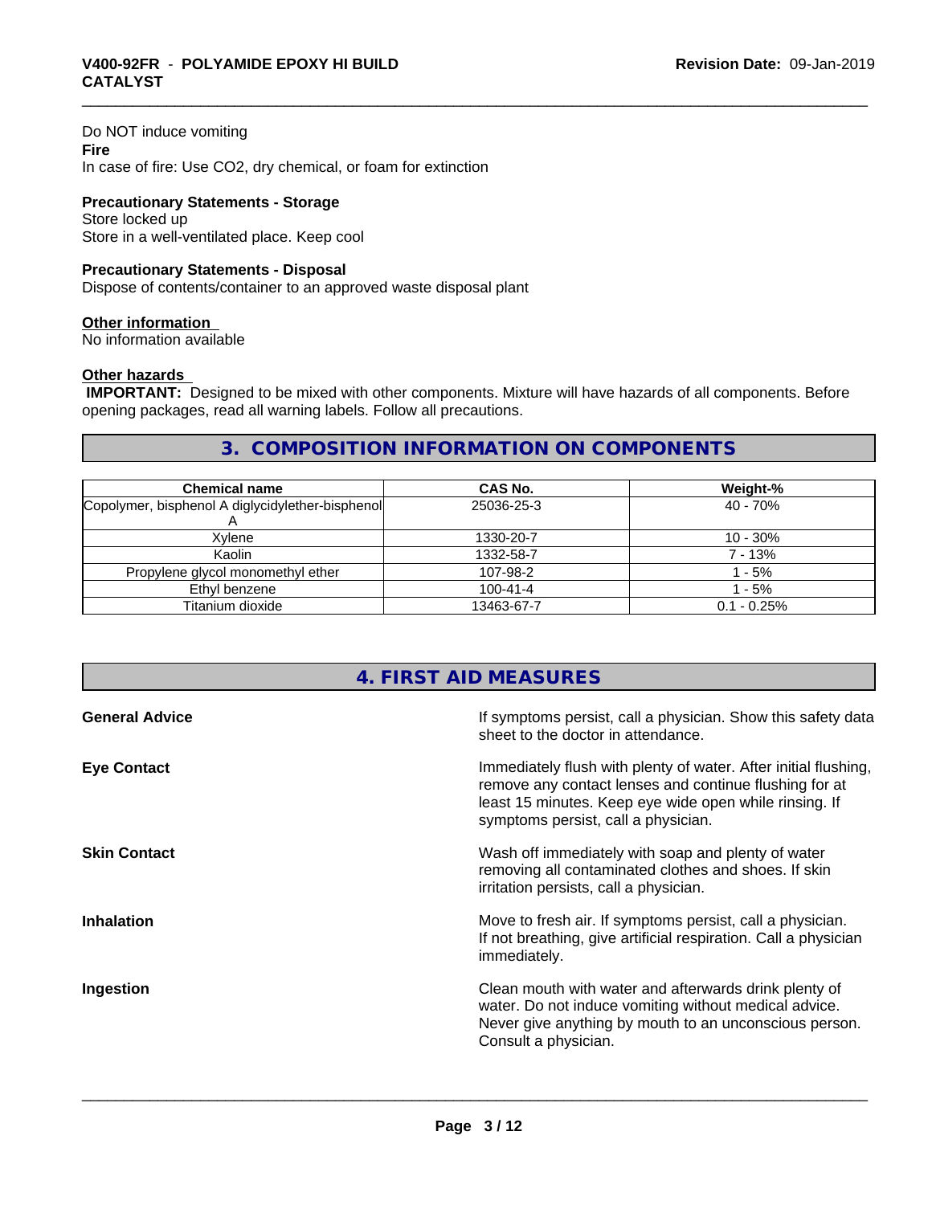Do NOT induce vomiting
**Fire**
In case of fire: Use CO2, dry chemical, or foam for extinction

**Precautionary Statements - Storage**
Store locked up
Store in a well-ventilated place. Keep cool

**Precautionary Statements - Disposal**
Dispose of contents/container to an approved waste disposal plant

**Other information**
No information available

**Other hazards**
**IMPORTANT:** Designed to be mixed with other components. Mixture will have hazards of all components. Before opening packages, read all warning labels. Follow all precautions.

## 3. COMPOSITION INFORMATION ON COMPONENTS

| Chemical name | CAS No. | Weight-% |
|---|---|---|
| Copolymer, bisphenol A diglycidylether-bisphenol A | 25036-25-3 | 40 - 70% |
| Xylene | 1330-20-7 | 10 - 30% |
| Kaolin | 1332-58-7 | 7 - 13% |
| Propylene glycol monomethyl ether | 107-98-2 | 1 - 5% |
| Ethyl benzene | 100-41-4 | 1 - 5% |
| Titanium dioxide | 13463-67-7 | 0.1 - 0.25% |

## 4. FIRST AID MEASURES

**General Advice**
If symptoms persist, call a physician. Show this safety data sheet to the doctor in attendance.

**Eye Contact**
Immediately flush with plenty of water. After initial flushing, remove any contact lenses and continue flushing for at least 15 minutes. Keep eye wide open while rinsing. If symptoms persist, call a physician.

**Skin Contact**
Wash off immediately with soap and plenty of water removing all contaminated clothes and shoes. If skin irritation persists, call a physician.

**Inhalation**
Move to fresh air. If symptoms persist, call a physician. If not breathing, give artificial respiration. Call a physician immediately.

**Ingestion**
Clean mouth with water and afterwards drink plenty of water. Do not induce vomiting without medical advice. Never give anything by mouth to an unconscious person. Consult a physician.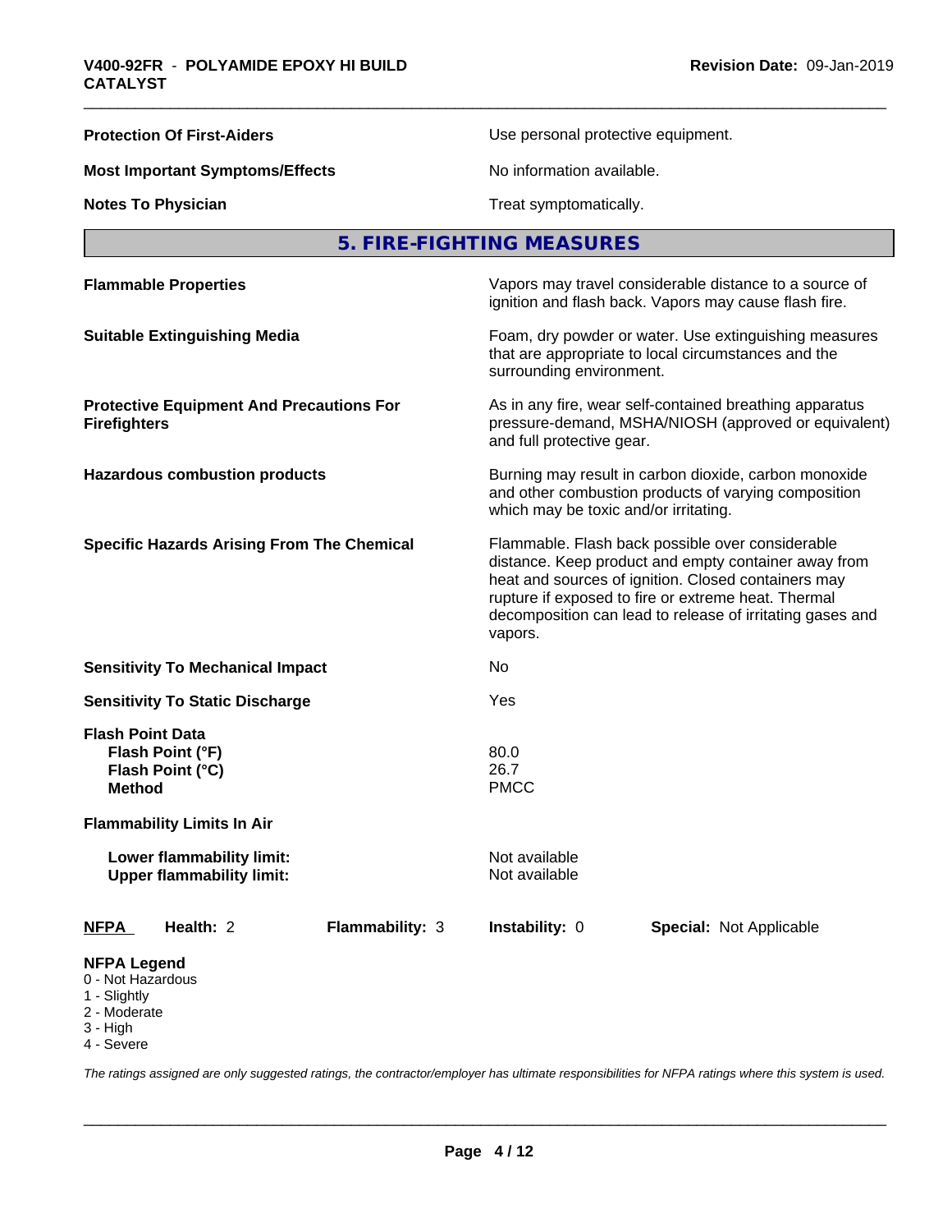| | |
|---|---|
| **Protection Of First-Aiders** | Use personal protective equipment. |
| **Most Important Symptoms/Effects** | No information available. |
| **Notes To Physician** | Treat symptomatically. |

## 5. FIRE-FIGHTING MEASURES

| | |
|---|---|
| **Flammable Properties** | Vapors may travel considerable distance to a source of ignition and flash back. Vapors may cause flash fire. |
| **Suitable Extinguishing Media** | Foam, dry powder or water. Use extinguishing measures that are appropriate to local circumstances and the surrounding environment. |
| **Protective Equipment And Precautions For Firefighters** | As in any fire, wear self-contained breathing apparatus pressure-demand, MSHA/NIOSH (approved or equivalent) and full protective gear. |
| **Hazardous combustion products** | Burning may result in carbon dioxide, carbon monoxide and other combustion products of varying composition which may be toxic and/or irritating. |
| **Specific Hazards Arising From The Chemical** | Flammable. Flash back possible over considerable distance. Keep product and empty container away from heat and sources of ignition. Closed containers may rupture if exposed to fire or extreme heat. Thermal decomposition can lead to release of irritating gases and vapors. |
| **Sensitivity To Mechanical Impact** | No |
| **Sensitivity To Static Discharge** | Yes |

**Flash Point Data**

| | |
|---|---|
| **Flash Point (°F)** | 80.0 |
| **Flash Point (°C)** | 26.7 |
| **Method** | PMCC |

**Flammability Limits In Air**

| | |
|---|---|
| **Lower flammability limit:** | Not available |
| **Upper flammability limit:** | Not available |

| NFPA | Health: 2 | Flammability: 3 | Instability: 0 | Special: Not Applicable |
|---|---|---|---|---|

**NFPA Legend**
- 0 - Not Hazardous
- 1 - Slightly
- 2 - Moderate
- 3 - High
- 4 - Severe

*The ratings assigned are only suggested ratings, the contractor/employer has ultimate responsibilities for NFPA ratings where this system is used.*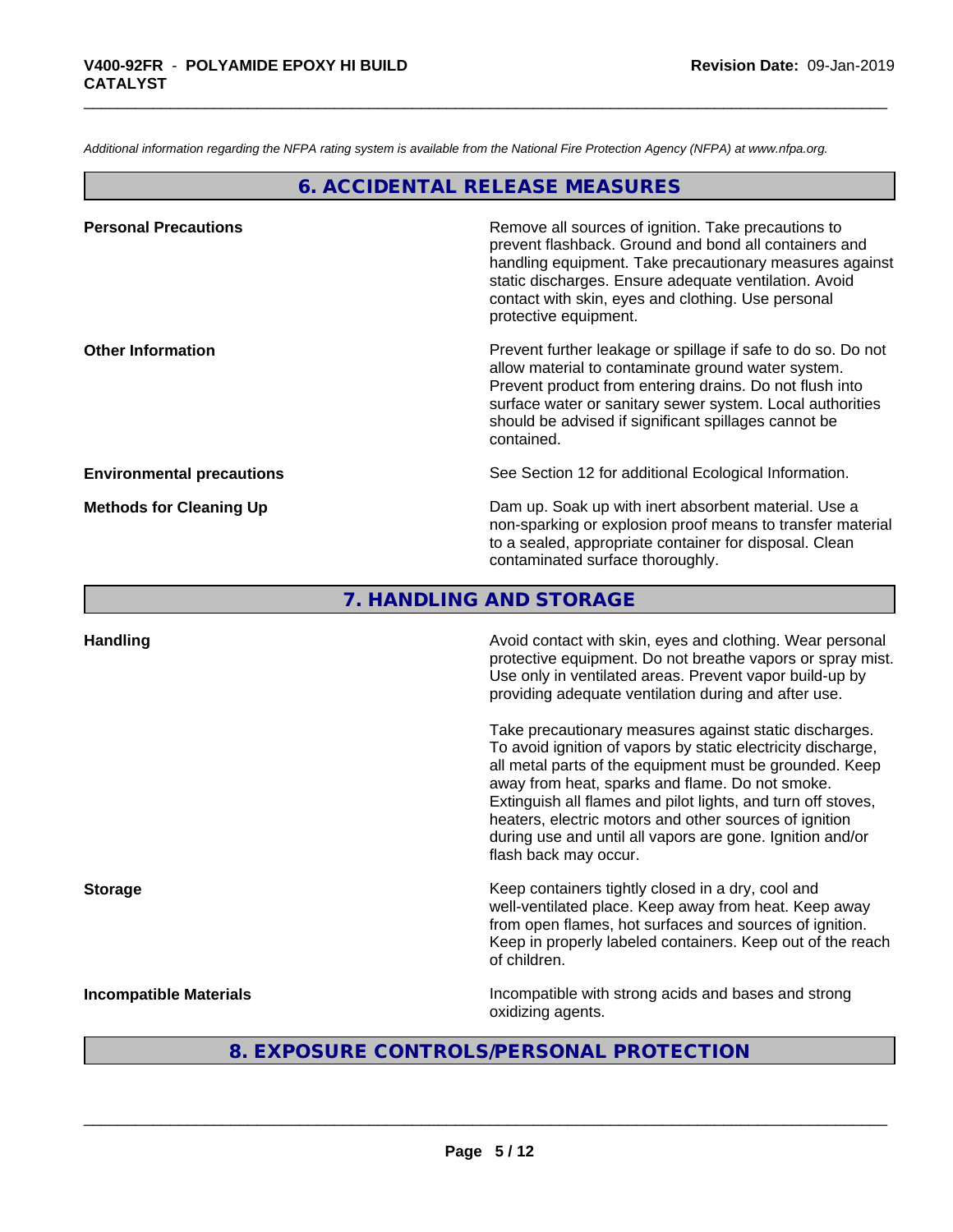*Additional information regarding the NFPA rating system is available from the National Fire Protection Agency (NFPA) at www.nfpa.org.*

## 6. ACCIDENTAL RELEASE MEASURES

**Personal Precautions**

Remove all sources of ignition. Take precautions to prevent flashback. Ground and bond all containers and handling equipment. Take precautionary measures against static discharges. Ensure adequate ventilation. Avoid contact with skin, eyes and clothing. Use personal protective equipment.

**Other Information**

Prevent further leakage or spillage if safe to do so. Do not allow material to contaminate ground water system. Prevent product from entering drains. Do not flush into surface water or sanitary sewer system. Local authorities should be advised if significant spillages cannot be contained.

**Environmental precautions**

See Section 12 for additional Ecological Information.

**Methods for Cleaning Up**

Dam up. Soak up with inert absorbent material. Use a non-sparking or explosion proof means to transfer material to a sealed, appropriate container for disposal. Clean contaminated surface thoroughly.

## 7. HANDLING AND STORAGE

**Handling**

Avoid contact with skin, eyes and clothing. Wear personal protective equipment. Do not breathe vapors or spray mist. Use only in ventilated areas. Prevent vapor build-up by providing adequate ventilation during and after use.

Take precautionary measures against static discharges. To avoid ignition of vapors by static electricity discharge, all metal parts of the equipment must be grounded. Keep away from heat, sparks and flame. Do not smoke. Extinguish all flames and pilot lights, and turn off stoves, heaters, electric motors and other sources of ignition during use and until all vapors are gone. Ignition and/or flash back may occur.

**Storage**

Keep containers tightly closed in a dry, cool and well-ventilated place. Keep away from heat. Keep away from open flames, hot surfaces and sources of ignition. Keep in properly labeled containers. Keep out of the reach of children.

**Incompatible Materials**

Incompatible with strong acids and bases and strong oxidizing agents.

## 8. EXPOSURE CONTROLS/PERSONAL PROTECTION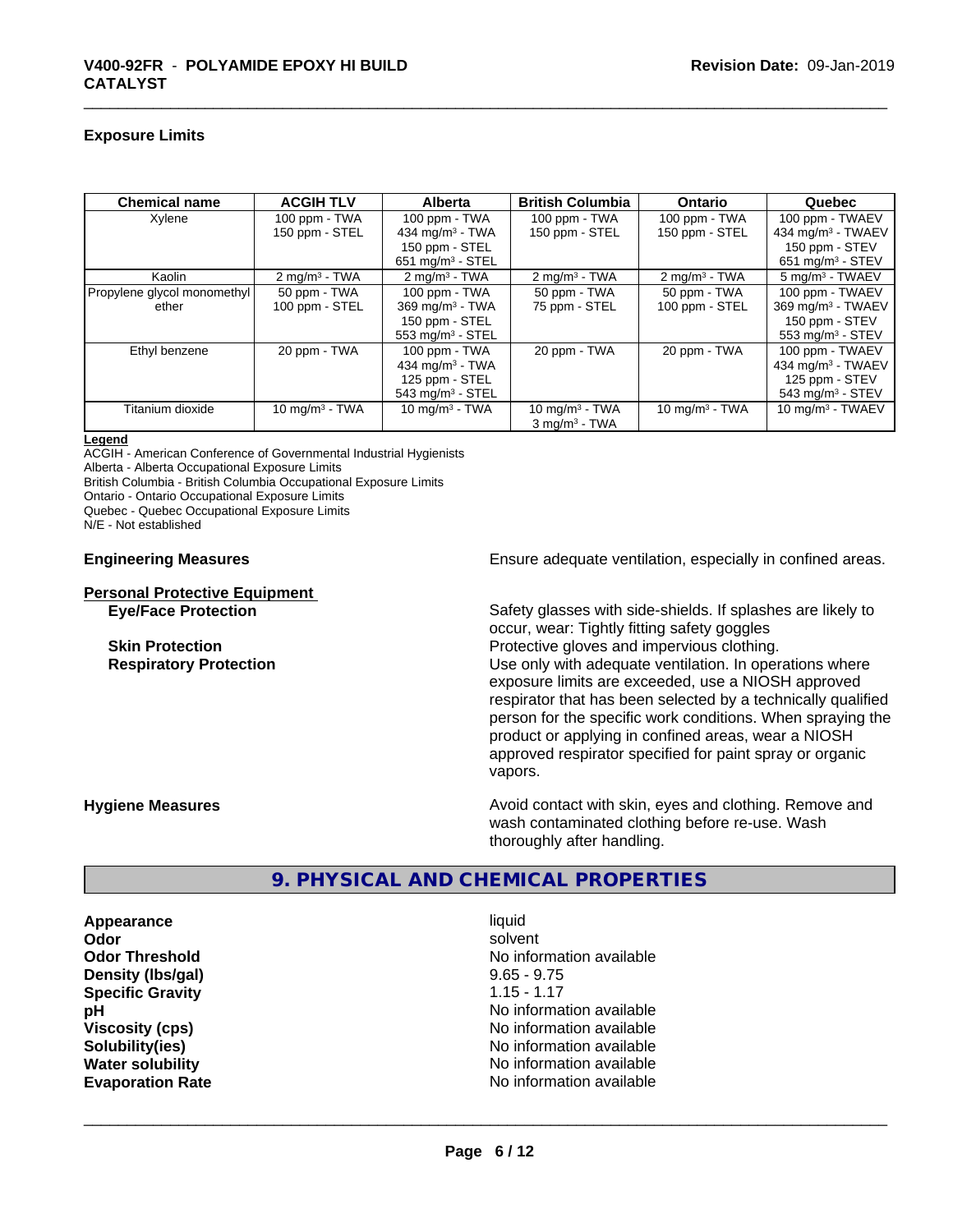### Exposure Limits

| Chemical name | ACGIH TLV | Alberta | British Columbia | Ontario | Quebec |
|---|---|---|---|---|---|
| Xylene | 100 ppm - TWA<br>150 ppm - STEL | 100 ppm - TWA<br>434 mg/m³ - TWA<br>150 ppm - STEL<br>651 mg/m³ - STEL | 100 ppm - TWA<br>150 ppm - STEL | 100 ppm - TWA<br>150 ppm - STEL | 100 ppm - TWAEV<br>434 mg/m³ - TWAEV<br>150 ppm - STEV<br>651 mg/m³ - STEV |
| Kaolin | 2 mg/m³ - TWA | 2 mg/m³ - TWA | 2 mg/m³ - TWA | 2 mg/m³ - TWA | 5 mg/m³ - TWAEV |
| Propylene glycol monomethyl ether | 50 ppm - TWA<br>100 ppm - STEL | 100 ppm - TWA<br>369 mg/m³ - TWA<br>150 ppm - STEL<br>553 mg/m³ - STEL | 50 ppm - TWA<br>75 ppm - STEL | 50 ppm - TWA<br>100 ppm - STEL | 100 ppm - TWAEV<br>369 mg/m³ - TWAEV<br>150 ppm - STEV<br>553 mg/m³ - STEV |
| Ethyl benzene | 20 ppm - TWA | 100 ppm - TWA<br>434 mg/m³ - TWA<br>125 ppm - STEL<br>543 mg/m³ - STEL | 20 ppm - TWA | 20 ppm - TWA | 100 ppm - TWAEV<br>434 mg/m³ - TWAEV<br>125 ppm - STEV<br>543 mg/m³ - STEV |
| Titanium dioxide | 10 mg/m³ - TWA | 10 mg/m³ - TWA | 10 mg/m³ - TWA<br>3 mg/m³ - TWA | 10 mg/m³ - TWA | 10 mg/m³ - TWAEV |

**Legend**
ACGIH - American Conference of Governmental Industrial Hygienists
Alberta - Alberta Occupational Exposure Limits
British Columbia - British Columbia Occupational Exposure Limits
Ontario - Ontario Occupational Exposure Limits
Quebec - Quebec Occupational Exposure Limits
N/E - Not established

**Engineering Measures** Ensure adequate ventilation, especially in confined areas.

**Personal Protective Equipment**

**Eye/Face Protection** Safety glasses with side-shields. If splashes are likely to occur, wear: Tightly fitting safety goggles

**Skin Protection** Protective gloves and impervious clothing.

**Respiratory Protection** Use only with adequate ventilation. In operations where exposure limits are exceeded, use a NIOSH approved respirator that has been selected by a technically qualified person for the specific work conditions. When spraying the product or applying in confined areas, wear a NIOSH approved respirator specified for paint spray or organic vapors.

**Hygiene Measures** Avoid contact with skin, eyes and clothing. Remove and wash contaminated clothing before re-use. Wash thoroughly after handling.

## 9. PHYSICAL AND CHEMICAL PROPERTIES

| | |
|---|---|
| **Appearance** | liquid |
| **Odor** | solvent |
| **Odor Threshold** | No information available |
| **Density (lbs/gal)** | 9.65 - 9.75 |
| **Specific Gravity** | 1.15 - 1.17 |
| **pH** | No information available |
| **Viscosity (cps)** | No information available |
| **Solubility(ies)** | No information available |
| **Water solubility** | No information available |
| **Evaporation Rate** | No information available |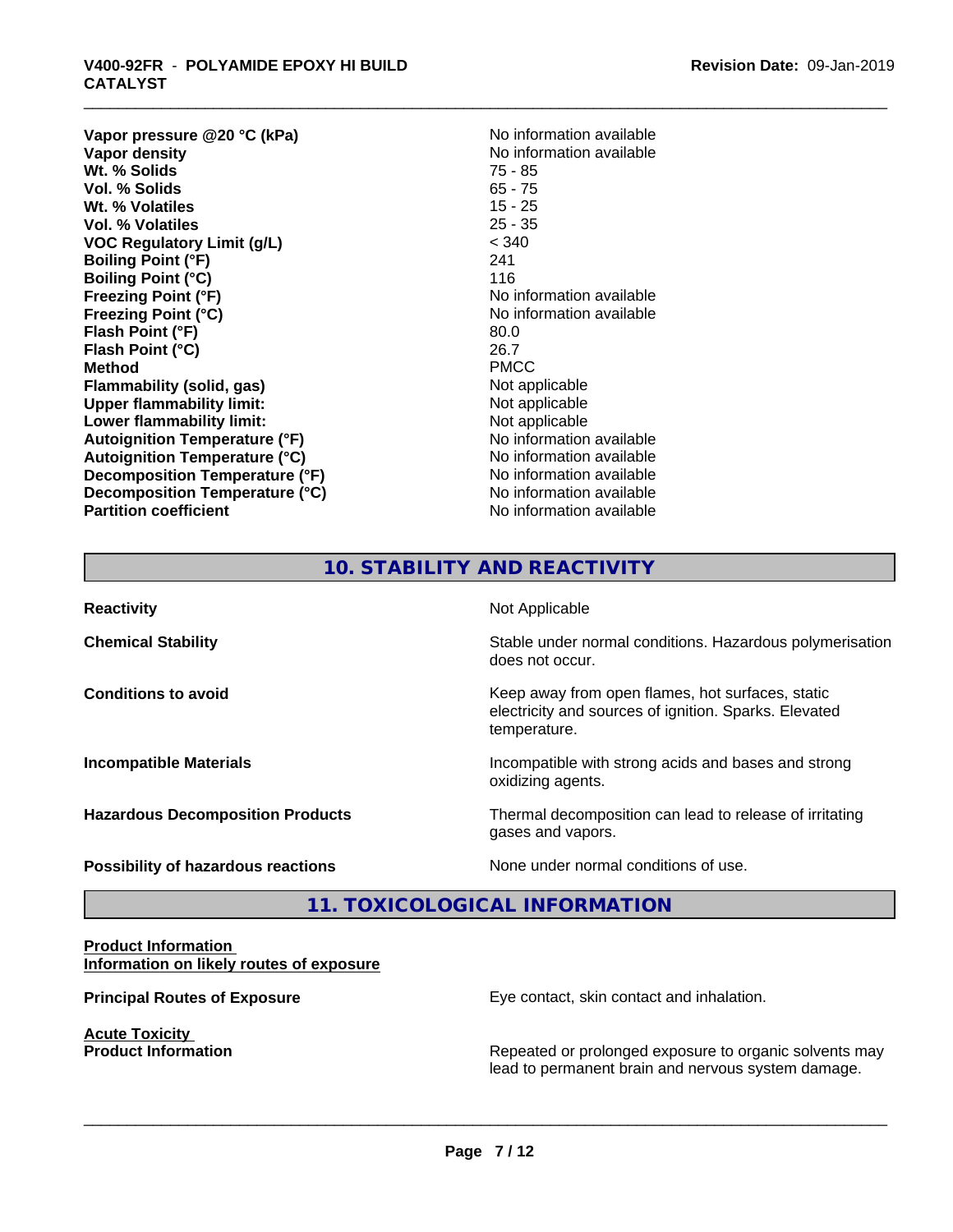| | |
|---|---|
| **Vapor pressure @20 °C (kPa)** | No information available |
| **Vapor density** | No information available |
| **Wt. % Solids** | 75 - 85 |
| **Vol. % Solids** | 65 - 75 |
| **Wt. % Volatiles** | 15 - 25 |
| **Vol. % Volatiles** | 25 - 35 |
| **VOC Regulatory Limit (g/L)** | < 340 |
| **Boiling Point (°F)** | 241 |
| **Boiling Point (°C)** | 116 |
| **Freezing Point (°F)** | No information available |
| **Freezing Point (°C)** | No information available |
| **Flash Point (°F)** | 80.0 |
| **Flash Point (°C)** | 26.7 |
| **Method** | PMCC |
| **Flammability (solid, gas)** | Not applicable |
| **Upper flammability limit:** | Not applicable |
| **Lower flammability limit:** | Not applicable |
| **Autoignition Temperature (°F)** | No information available |
| **Autoignition Temperature (°C)** | No information available |
| **Decomposition Temperature (°F)** | No information available |
| **Decomposition Temperature (°C)** | No information available |
| **Partition coefficient** | No information available |

## 10. STABILITY AND REACTIVITY

| | |
|---|---|
| **Reactivity** | Not Applicable |
| **Chemical Stability** | Stable under normal conditions. Hazardous polymerisation does not occur. |
| **Conditions to avoid** | Keep away from open flames, hot surfaces, static electricity and sources of ignition. Sparks. Elevated temperature. |
| **Incompatible Materials** | Incompatible with strong acids and bases and strong oxidizing agents. |
| **Hazardous Decomposition Products** | Thermal decomposition can lead to release of irritating gases and vapors. |
| **Possibility of hazardous reactions** | None under normal conditions of use. |

## 11. TOXICOLOGICAL INFORMATION

**Product Information**

**Information on likely routes of exposure**

**Principal Routes of Exposure** — Eye contact, skin contact and inhalation.

**Acute Toxicity**

**Product Information** — Repeated or prolonged exposure to organic solvents may lead to permanent brain and nervous system damage.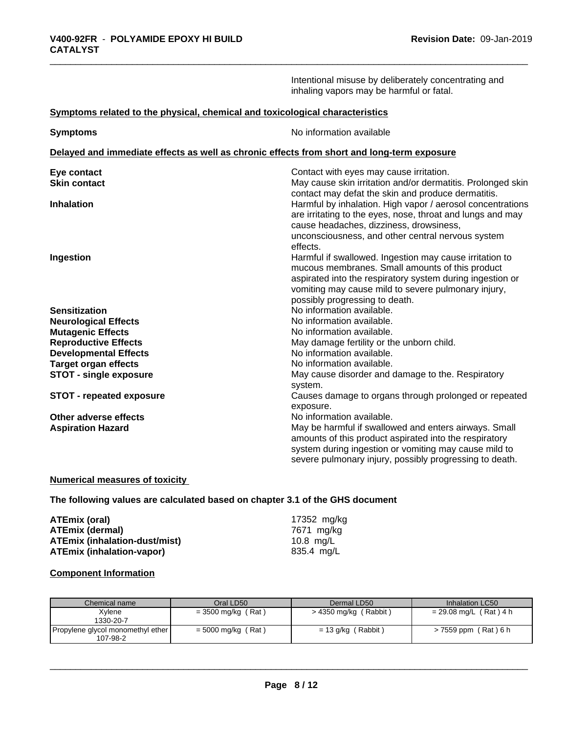Intentional misuse by deliberately concentrating and inhaling vapors may be harmful or fatal.

**Symptoms related to the physical, chemical and toxicological characteristics**

**Symptoms** No information available

**Delayed and immediate effects as well as chronic effects from short and long-term exposure**

**Eye contact** Contact with eyes may cause irritation.

**Skin contact** May cause skin irritation and/or dermatitis. Prolonged skin contact may defat the skin and produce dermatitis.

**Inhalation** Harmful by inhalation. High vapor / aerosol concentrations are irritating to the eyes, nose, throat and lungs and may cause headaches, dizziness, drowsiness, unconsciousness, and other central nervous system effects.

**Ingestion** Harmful if swallowed. Ingestion may cause irritation to mucous membranes. Small amounts of this product aspirated into the respiratory system during ingestion or vomiting may cause mild to severe pulmonary injury, possibly progressing to death.

**Sensitization** No information available.

**Neurological Effects** No information available.

**Mutagenic Effects** No information available.

**Reproductive Effects** May damage fertility or the unborn child.

**Developmental Effects** No information available.

**Target organ effects** No information available.

**STOT - single exposure** May cause disorder and damage to the. Respiratory system.

**STOT - repeated exposure** Causes damage to organs through prolonged or repeated exposure.

**Other adverse effects** No information available.

**Aspiration Hazard** May be harmful if swallowed and enters airways. Small amounts of this product aspirated into the respiratory system during ingestion or vomiting may cause mild to severe pulmonary injury, possibly progressing to death.

**Numerical measures of toxicity**

**The following values are calculated based on chapter 3.1 of the GHS document**

**ATEmix (oral)** 17352 mg/kg
**ATEmix (dermal)** 7671 mg/kg
**ATEmix (inhalation-dust/mist)** 10.8 mg/L
**ATEmix (inhalation-vapor)** 835.4 mg/L

**Component Information**

| Chemical name | Oral LD50 | Dermal LD50 | Inhalation LC50 |
|---|---|---|---|
| Xylene<br>1330-20-7 | = 3500 mg/kg ( Rat ) | > 4350 mg/kg ( Rabbit ) | = 29.08 mg/L ( Rat ) 4 h |
| Propylene glycol monomethyl ether<br>107-98-2 | = 5000 mg/kg ( Rat ) | = 13 g/kg ( Rabbit ) | > 7559 ppm ( Rat ) 6 h |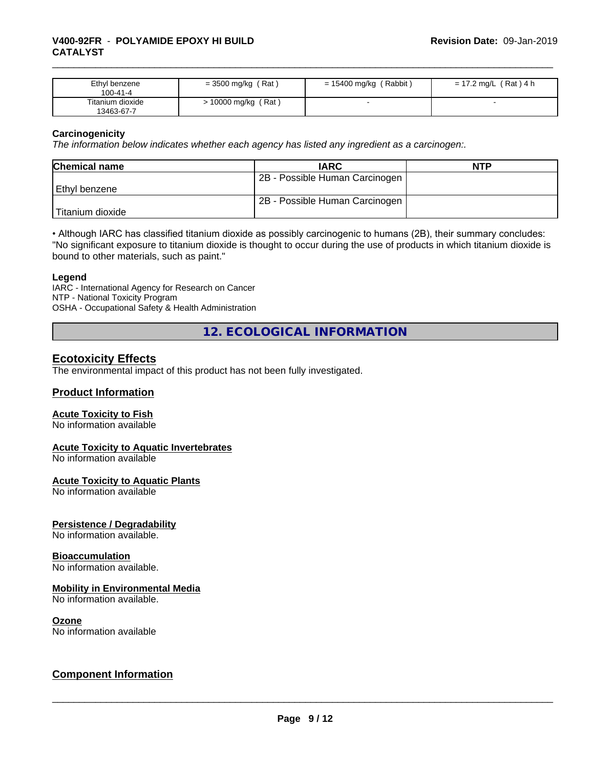| Ethyl benzene<br>100-41-4 | = 3500 mg/kg ( Rat ) | = 15400 mg/kg ( Rabbit ) | = 17.2 mg/L ( Rat ) 4 h |
|---|---|---|---|
| Titanium dioxide<br>13463-67-7 | > 10000 mg/kg ( Rat ) | - | - |

**Carcinogenicity**

*The information below indicates whether each agency has listed any ingredient as a carcinogen:.*

| Chemical name | IARC | NTP |
|---|---|---|
| Ethyl benzene | 2B - Possible Human Carcinogen | |
| Titanium dioxide | 2B - Possible Human Carcinogen | |

• Although IARC has classified titanium dioxide as possibly carcinogenic to humans (2B), their summary concludes: "No significant exposure to titanium dioxide is thought to occur during the use of products in which titanium dioxide is bound to other materials, such as paint."

**Legend**

IARC - International Agency for Research on Cancer
NTP - National Toxicity Program
OSHA - Occupational Safety & Health Administration

## 12. ECOLOGICAL INFORMATION

### Ecotoxicity Effects

The environmental impact of this product has not been fully investigated.

### Product Information

**Acute Toxicity to Fish**

No information available

**Acute Toxicity to Aquatic Invertebrates**

No information available

**Acute Toxicity to Aquatic Plants**

No information available

**Persistence / Degradability**

No information available.

**Bioaccumulation**

No information available.

**Mobility in Environmental Media**

No information available.

**Ozone**

No information available

### Component Information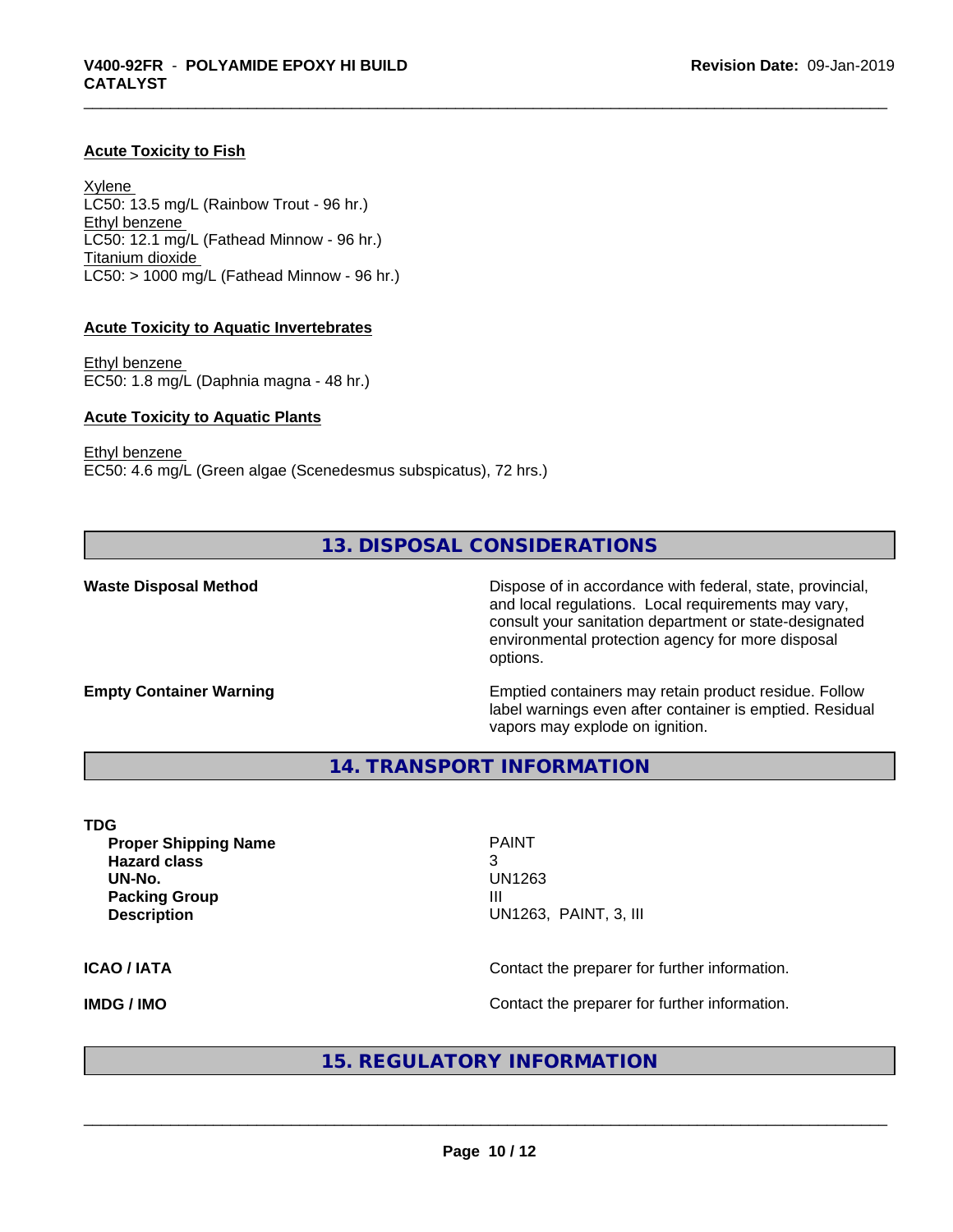#### Acute Toxicity to Fish

Xylene
LC50: 13.5 mg/L (Rainbow Trout - 96 hr.)
Ethyl benzene
LC50: 12.1 mg/L (Fathead Minnow - 96 hr.)
Titanium dioxide
LC50: > 1000 mg/L (Fathead Minnow - 96 hr.)

#### Acute Toxicity to Aquatic Invertebrates

Ethyl benzene
EC50: 1.8 mg/L (Daphnia magna - 48 hr.)

#### Acute Toxicity to Aquatic Plants

Ethyl benzene
EC50: 4.6 mg/L (Green algae (Scenedesmus subspicatus), 72 hrs.)

## 13. DISPOSAL CONSIDERATIONS

**Waste Disposal Method**: Dispose of in accordance with federal, state, provincial, and local regulations. Local requirements may vary, consult your sanitation department or state-designated environmental protection agency for more disposal options.

**Empty Container Warning**: Emptied containers may retain product residue. Follow label warnings even after container is emptied. Residual vapors may explode on ignition.

## 14. TRANSPORT INFORMATION

**TDG**

| | |
|---|---|
| **Proper Shipping Name** | PAINT |
| **Hazard class** | 3 |
| **UN-No.** | UN1263 |
| **Packing Group** | III |
| **Description** | UN1263, PAINT, 3, III |

**ICAO / IATA**: Contact the preparer for further information.

**IMDG / IMO**: Contact the preparer for further information.

## 15. REGULATORY INFORMATION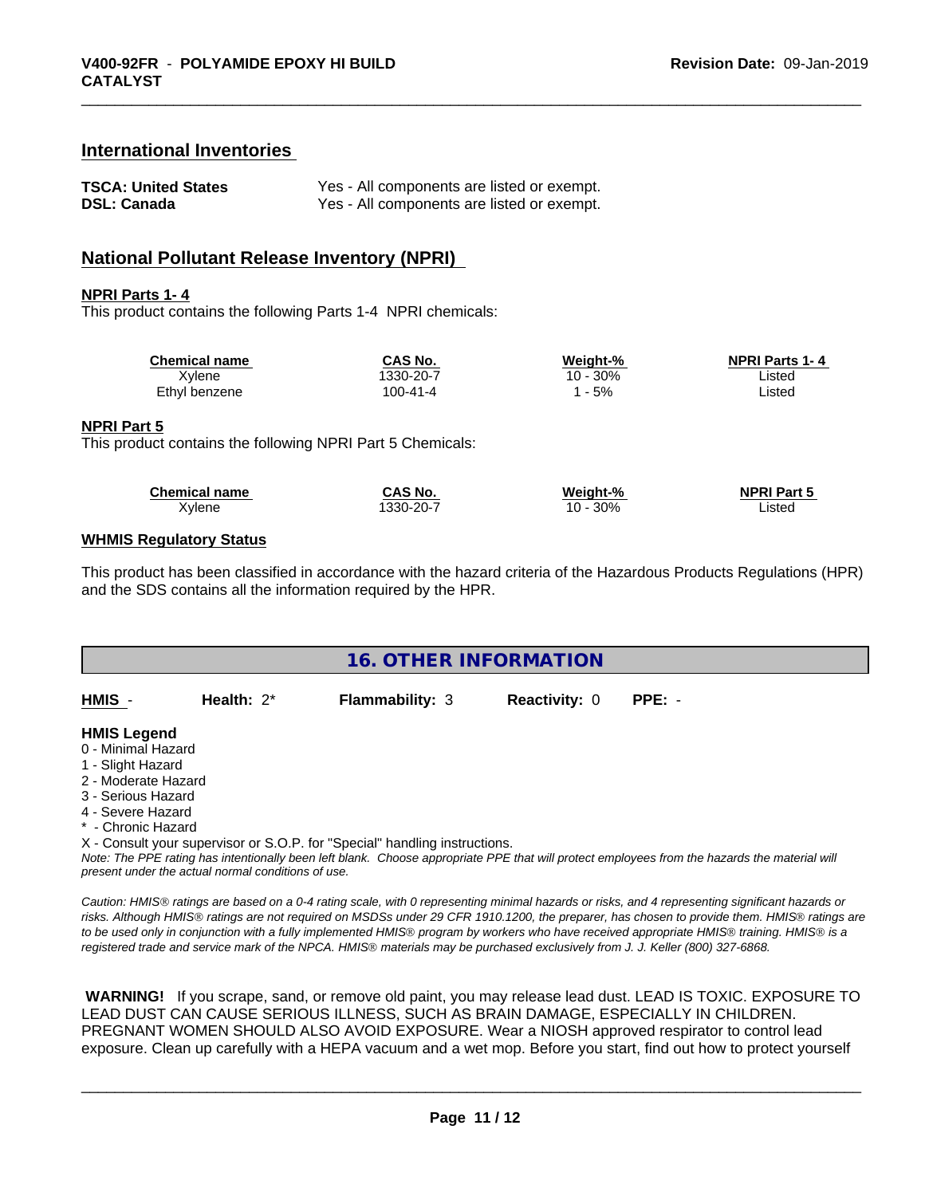## International Inventories

| | |
|---|---|
| **TSCA: United States** | Yes - All components are listed or exempt. |
| **DSL: Canada** | Yes - All components are listed or exempt. |

## National Pollutant Release Inventory (NPRI)

**NPRI Parts 1- 4**

This product contains the following Parts 1-4 NPRI chemicals:

| Chemical name | CAS No. | Weight-% | NPRI Parts 1- 4 |
|---|---|---|---|
| Xylene | 1330-20-7 | 10 - 30% | Listed |
| Ethyl benzene | 100-41-4 | 1 - 5% | Listed |

**NPRI Part 5**

This product contains the following NPRI Part 5 Chemicals:

| Chemical name | CAS No. | Weight-% | NPRI Part 5 |
|---|---|---|---|
| Xylene | 1330-20-7 | 10 - 30% | Listed |

**WHMIS Regulatory Status**

This product has been classified in accordance with the hazard criteria of the Hazardous Products Regulations (HPR) and the SDS contains all the information required by the HPR.

# 16. OTHER INFORMATION

| HMIS - | Health: 2* | Flammability: 3 | Reactivity: 0 | PPE: - |
|---|---|---|---|---|

**HMIS Legend**

0 - Minimal Hazard
1 - Slight Hazard
2 - Moderate Hazard
3 - Serious Hazard
4 - Severe Hazard
* - Chronic Hazard
X - Consult your supervisor or S.O.P. for "Special" handling instructions.

*Note: The PPE rating has intentionally been left blank. Choose appropriate PPE that will protect employees from the hazards the material will present under the actual normal conditions of use.*

*Caution: HMIS® ratings are based on a 0-4 rating scale, with 0 representing minimal hazards or risks, and 4 representing significant hazards or risks. Although HMIS® ratings are not required on MSDSs under 29 CFR 1910.1200, the preparer, has chosen to provide them. HMIS® ratings are to be used only in conjunction with a fully implemented HMIS® program by workers who have received appropriate HMIS® training. HMIS® is a registered trade and service mark of the NPCA. HMIS® materials may be purchased exclusively from J. J. Keller (800) 327-6868.*

**WARNING!** If you scrape, sand, or remove old paint, you may release lead dust. LEAD IS TOXIC. EXPOSURE TO LEAD DUST CAN CAUSE SERIOUS ILLNESS, SUCH AS BRAIN DAMAGE, ESPECIALLY IN CHILDREN. PREGNANT WOMEN SHOULD ALSO AVOID EXPOSURE. Wear a NIOSH approved respirator to control lead exposure. Clean up carefully with a HEPA vacuum and a wet mop. Before you start, find out how to protect yourself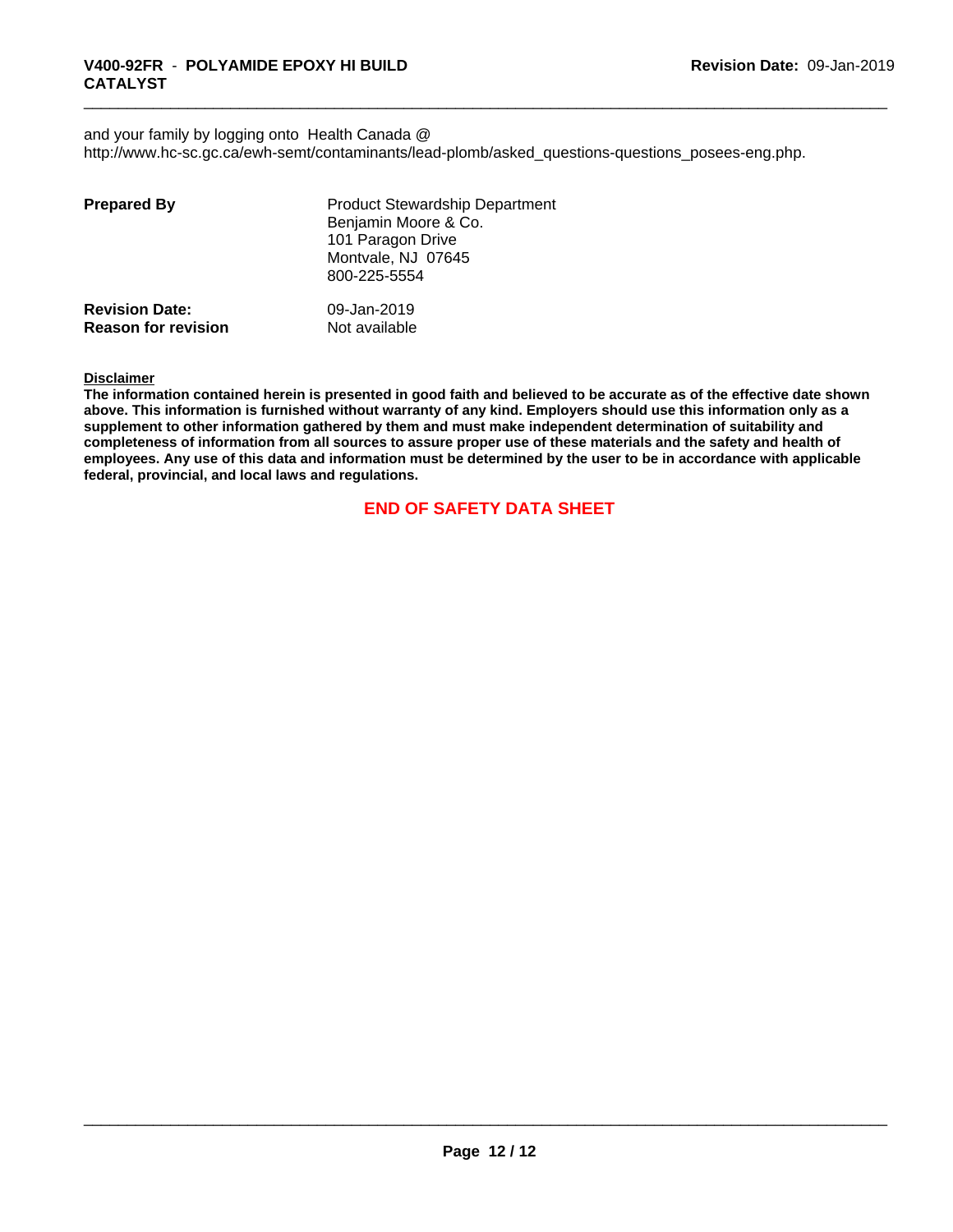and your family by logging onto Health Canada @ http://www.hc-sc.gc.ca/ewh-semt/contaminants/lead-plomb/asked_questions-questions_posees-eng.php.

| | |
|---|---|
| **Prepared By** | Product Stewardship Department<br>Benjamin Moore & Co.<br>101 Paragon Drive<br>Montvale, NJ 07645<br>800-225-5554 |
| **Revision Date:** | 09-Jan-2019 |
| **Reason for revision** | Not available |

**Disclaimer**

**The information contained herein is presented in good faith and believed to be accurate as of the effective date shown above. This information is furnished without warranty of any kind. Employers should use this information only as a supplement to other information gathered by them and must make independent determination of suitability and completeness of information from all sources to assure proper use of these materials and the safety and health of employees. Any use of this data and information must be determined by the user to be in accordance with applicable federal, provincial, and local laws and regulations.**

**END OF SAFETY DATA SHEET**